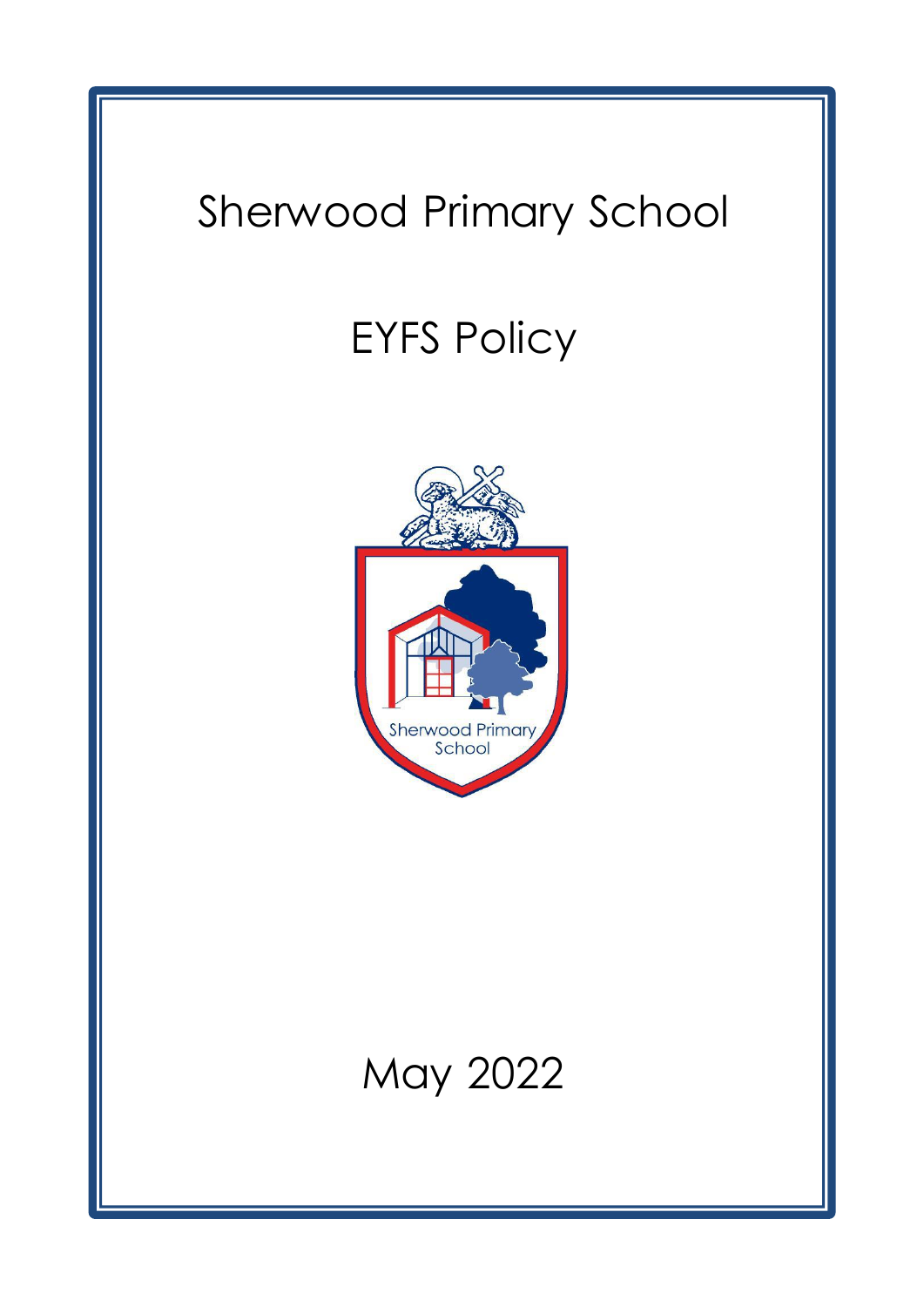# Sherwood Primary School

# EYFS Policy

May 2022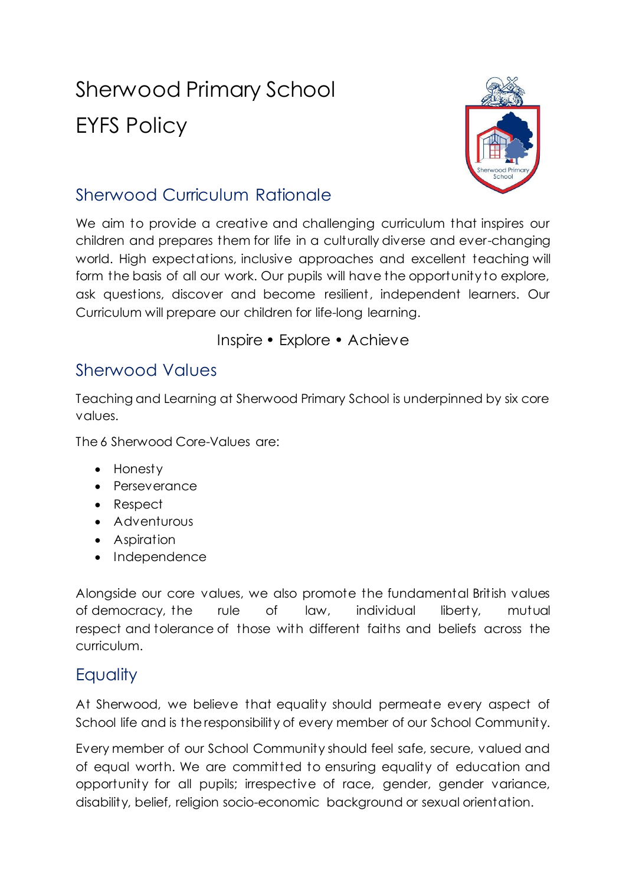# Sherwood Primary School

# EYFS Policy

## Sherwood Curriculum Rationale

We aim to provide a creative and challenging curriculum that inspires our children and prepares them for life in a culturally diverse and ever-changing world. High expectations, inclusive approaches and excellent teaching will form the basis of all our work. Our pupils will have the opportunity to explore, ask questions, discover and become resilient, independent learners. Our Curriculum will prepare our children for life-long learning.

Inspire • Explore • Achieve

## Sherwood Values

Teaching and Learning at Sherwood Primary School is underpinned by six core values.

The 6 Sherwood Core-Values are:

- Honesty
- Perseverance
- Respect
- Adventurous
- Aspiration
- Independence

Alongside our core values, we also promote the fundamental British values of democracy, the rule of law, individual liberty, mutual respect and tolerance of those with different faiths and beliefs across the curriculum.

## Equality

At Sherwood, we believe that equality should permeate every aspect of School life and is the responsibility of every member of our School Community.

Every member of our School Community should feel safe, secure, valued and of equal worth. We are committed to ensuring equality of education and opportunity for all pupils; irrespective of race, gender, gender variance, disability, belief, religion socio-economic background or sexual orientation.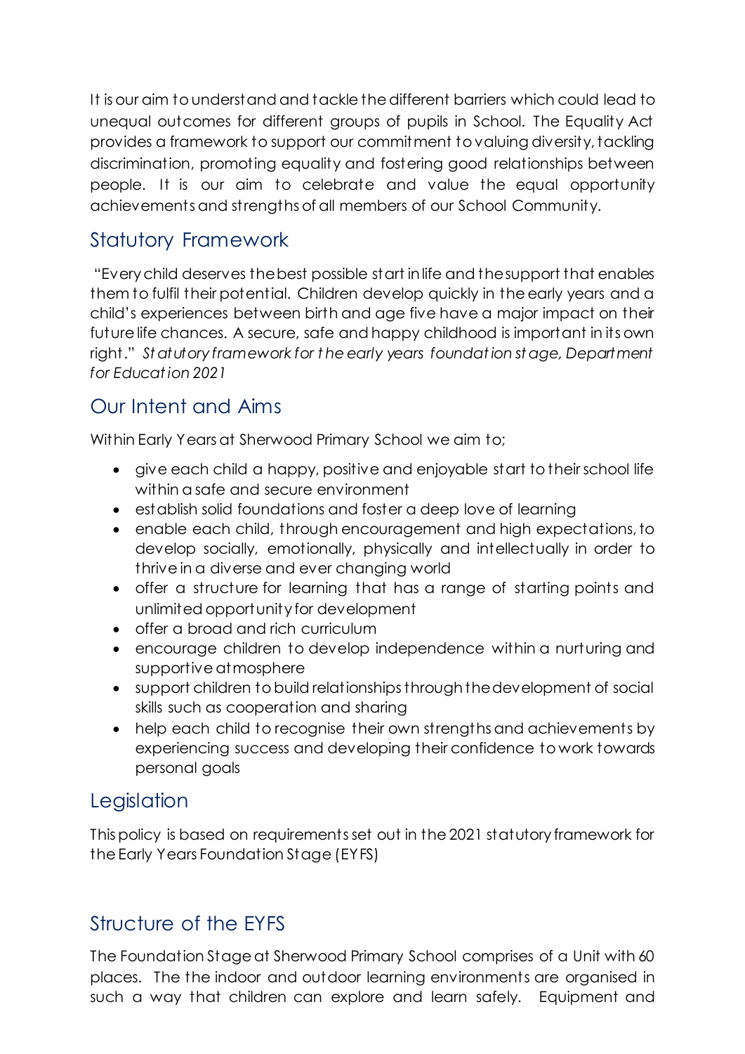It is our aim to understand and tackle the different barriers which could lead to unequal outcomes for different groups of pupils in School. The Equality Act provides a framework to support our commitment to valuing diversity, tackling discrimination, promoting equality and fostering good relationships between people. It is our aim to celebrate and value the equal opportunity achievements and strengths of all members of our School Community.

## Statutory Framework

"Every child deserves the best possible start in life and the support that enables them to fulfil their potential. Children develop quickly in the early years and a child's experiences between birth and age five have a major impact on their future life chances. A secure, safe and happy childhood is important in its own right." *Statutory framework for the early years foundation stage, Department for Education 2021*

## Our Intent and Aims

Within Early Years at Sherwood Primary School we aim to;

- give each child a happy, positive and enjoyable start to their school life within a safe and secure environment
- establish solid foundations and foster a deep love of learning
- enable each child, through encouragement and high expectations, to develop socially, emotionally, physically and intellectually in order to thrive in a diverse and ever changing world
- offer a structure for learning that has a range of starting points and unlimited opportunity for development
- offer a broad and rich curriculum
- encourage children to develop independence within a nurturing and supportive atmosphere
- support children to build relationships through the development of social skills such as cooperation and sharing
- help each child to recognise their own strengths and achievements by experiencing success and developing their confidence to work towards personal goals

## Legislation

This policy is based on requirements set out in the 2021 statutory framework for the Early Years Foundation Stage (EYFS)

## Structure of the EYFS

The Foundation Stage at Sherwood Primary School comprises of a Unit with 60 places. The the indoor and outdoor learning environments are organised in such a way that children can explore and learn safely. Equipment and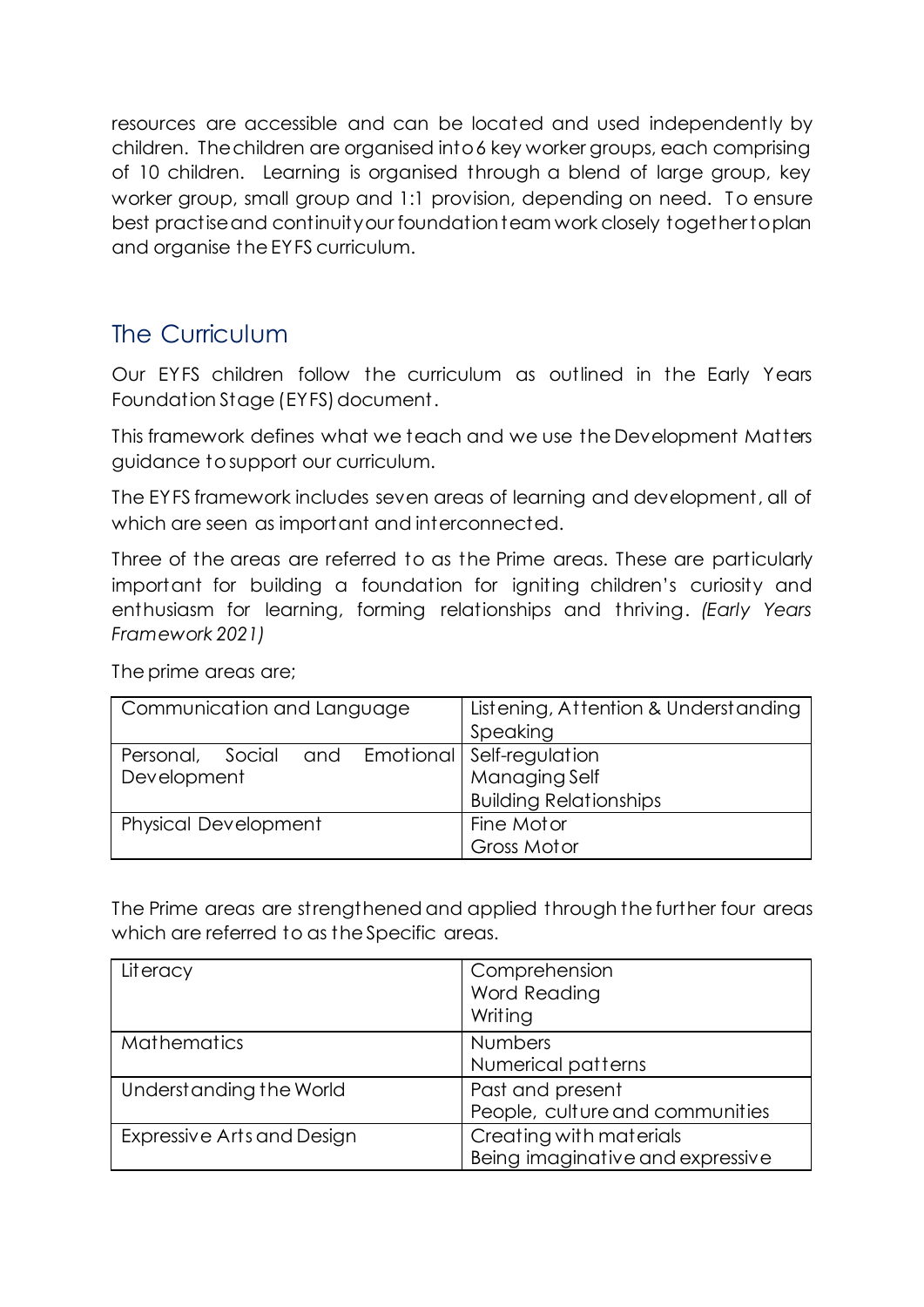resources are accessible and can be located and used independently by children. The children are organised into 6 key worker groups, each comprising of 10 children. Learning is organised through a blend of large group, key worker group, small group and 1:1 provision, depending on need. To ensure best practise and continuity our foundation team work closely together to plan and organise the EYFS curriculum.

## The Curriculum

Our EYFS children follow the curriculum as outlined in the Early Years Foundation Stage (EYFS) document.

This framework defines what we teach and we use the Development Matters guidance to support our curriculum.

The EYFS framework includes seven areas of learning and development, all of which are seen as important and interconnected.

Three of the areas are referred to as the Prime areas. These are particularly important for building a foundation for igniting children's curiosity and enthusiasm for learning, forming relationships and thriving. *(Early Years Framework 2021)*

The prime areas are;

| | |
|---|---|
| Communication and Language | Listening, Attention & Understanding<br>Speaking |
| Personal, Social and Emotional Development | Self-regulation<br>Managing Self<br>Building Relationships |
| Physical Development | Fine Motor<br>Gross Motor |

The Prime areas are strengthened and applied through the further four areas which are referred to as the Specific areas.

| | |
|---|---|
| Literacy | Comprehension<br>Word Reading<br>Writing |
| Mathematics | Numbers<br>Numerical patterns |
| Understanding the World | Past and present<br>People, culture and communities |
| Expressive Arts and Design | Creating with materials<br>Being imaginative and expressive |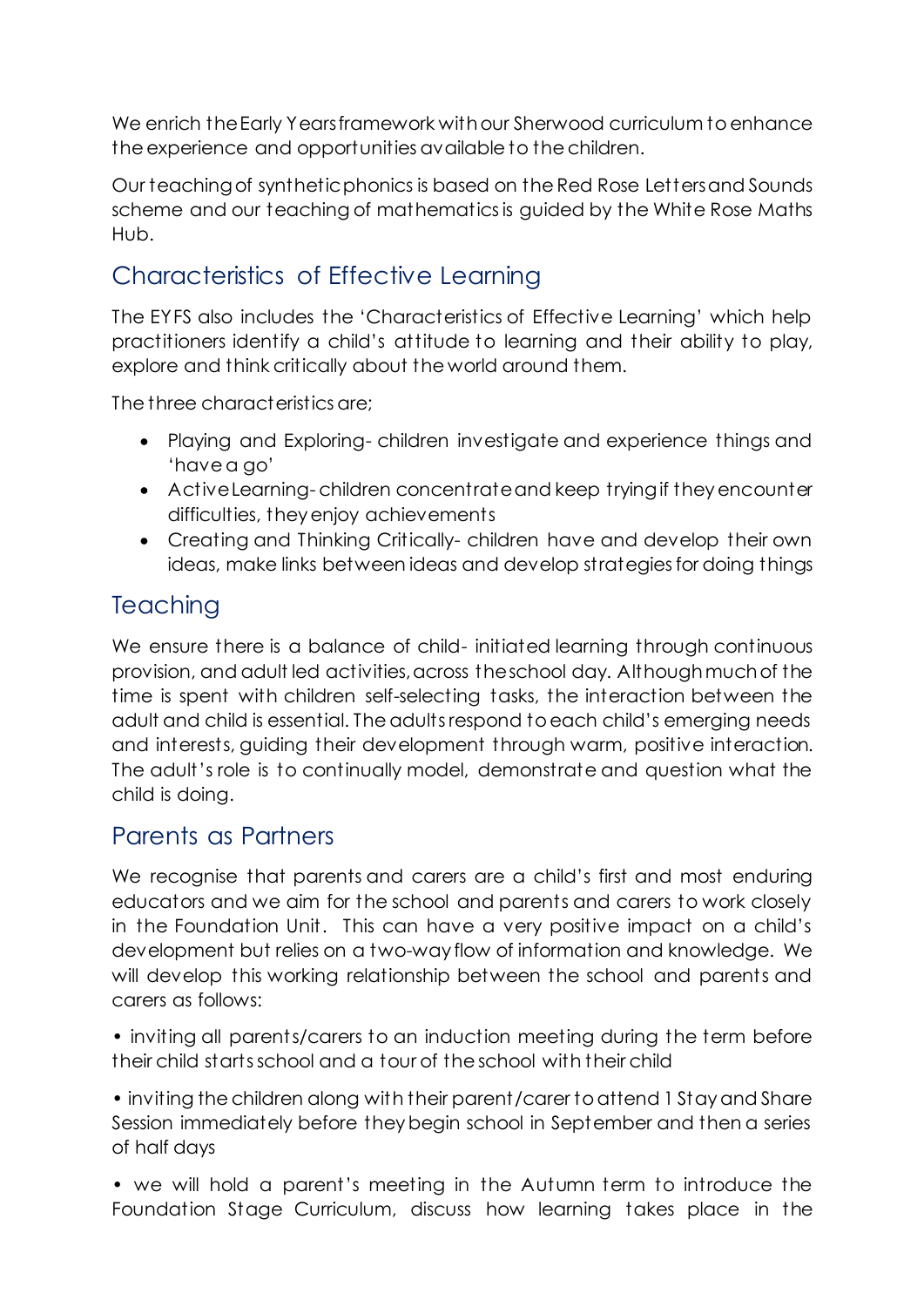We enrich the Early Years framework with our Sherwood curriculum to enhance the experience and opportunities available to the children.

Our teaching of synthetic phonics is based on the Red Rose Letters and Sounds scheme and our teaching of mathematics is guided by the White Rose Maths Hub.

## Characteristics of Effective Learning

The EYFS also includes the 'Characteristics of Effective Learning' which help practitioners identify a child's attitude to learning and their ability to play, explore and think critically about the world around them.

The three characteristics are;

- Playing and Exploring- children investigate and experience things and 'have a go'
- Active Learning- children concentrate and keep trying if they encounter difficulties, they enjoy achievements
- Creating and Thinking Critically- children have and develop their own ideas, make links between ideas and develop strategies for doing things

## Teaching

We ensure there is a balance of child- initiated learning through continuous provision, and adult led activities, across the school day. Although much of the time is spent with children self-selecting tasks, the interaction between the adult and child is essential. The adults respond to each child's emerging needs and interests, guiding their development through warm, positive interaction. The adult's role is to continually model, demonstrate and question what the child is doing.

## Parents as Partners

We recognise that parents and carers are a child's first and most enduring educators and we aim for the school and parents and carers to work closely in the Foundation Unit. This can have a very positive impact on a child's development but relies on a two-way flow of information and knowledge. We will develop this working relationship between the school and parents and carers as follows:

• inviting all parents/carers to an induction meeting during the term before their child starts school and a tour of the school with their child

• inviting the children along with their parent/carer to attend 1 Stay and Share Session immediately before they begin school in September and then a series of half days

• we will hold a parent's meeting in the Autumn term to introduce the Foundation Stage Curriculum, discuss how learning takes place in the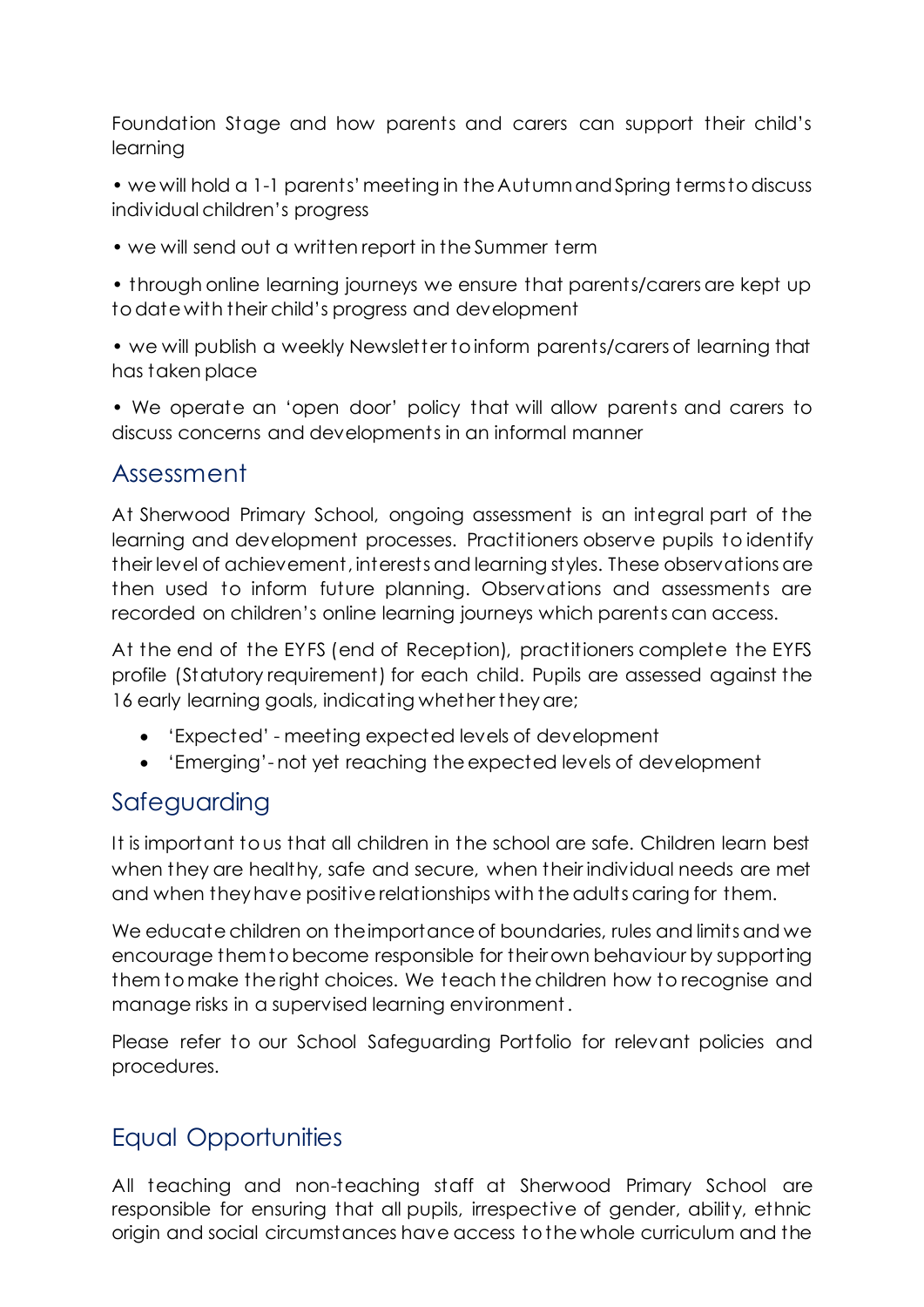Foundation Stage and how parents and carers can support their child's learning

• we will hold a 1-1 parents' meeting in the Autumn and Spring terms to discuss individual children's progress

• we will send out a written report in the Summer term

• through online learning journeys we ensure that parents/carers are kept up to date with their child's progress and development

• we will publish a weekly Newsletter to inform parents/carers of learning that has taken place

• We operate an 'open door' policy that will allow parents and carers to discuss concerns and developments in an informal manner

## Assessment

At Sherwood Primary School, ongoing assessment is an integral part of the learning and development processes. Practitioners observe pupils to identify their level of achievement, interests and learning styles. These observations are then used to inform future planning. Observations and assessments are recorded on children's online learning journeys which parents can access.

At the end of the EYFS (end of Reception), practitioners complete the EYFS profile (Statutory requirement) for each child. Pupils are assessed against the 16 early learning goals, indicating whether they are;

- 'Expected' - meeting expected levels of development
- 'Emerging'- not yet reaching the expected levels of development

## Safeguarding

It is important to us that all children in the school are safe. Children learn best when they are healthy, safe and secure, when their individual needs are met and when they have positive relationships with the adults caring for them.

We educate children on the importance of boundaries, rules and limits and we encourage them to become responsible for their own behaviour by supporting them to make the right choices. We teach the children how to recognise and manage risks in a supervised learning environment.

Please refer to our School Safeguarding Portfolio for relevant policies and procedures.

## Equal Opportunities

All teaching and non-teaching staff at Sherwood Primary School are responsible for ensuring that all pupils, irrespective of gender, ability, ethnic origin and social circumstances have access to the whole curriculum and the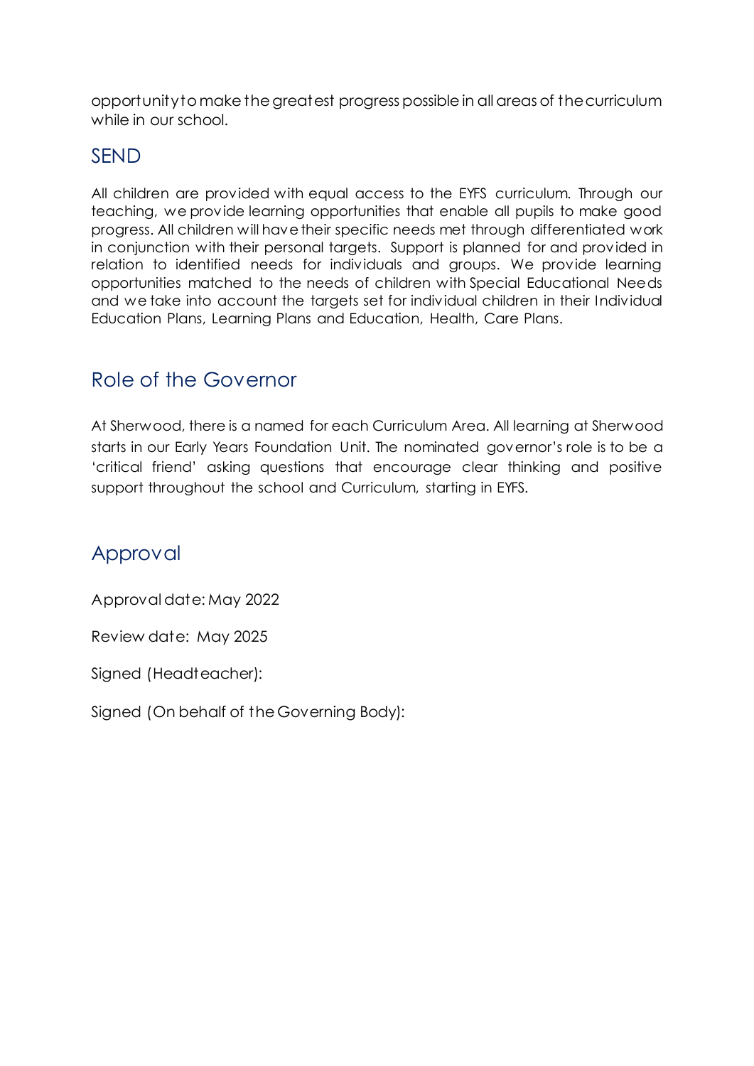opportunity to make the greatest progress possible in all areas of the curriculum while in our school.

## SEND

All children are provided with equal access to the EYFS curriculum. Through our teaching, we provide learning opportunities that enable all pupils to make good progress. All children will have their specific needs met through differentiated work in conjunction with their personal targets. Support is planned for and provided in relation to identified needs for individuals and groups. We provide learning opportunities matched to the needs of children with Special Educational Needs and we take into account the targets set for individual children in their Individual Education Plans, Learning Plans and Education, Health, Care Plans.

## Role of the Governor

At Sherwood, there is a named for each Curriculum Area. All learning at Sherwood starts in our Early Years Foundation Unit. The nominated governor's role is to be a 'critical friend' asking questions that encourage clear thinking and positive support throughout the school and Curriculum, starting in EYFS.

## Approval

Approval date: May 2022

Review date: May 2025

Signed (Headteacher):

Signed (On behalf of the Governing Body):